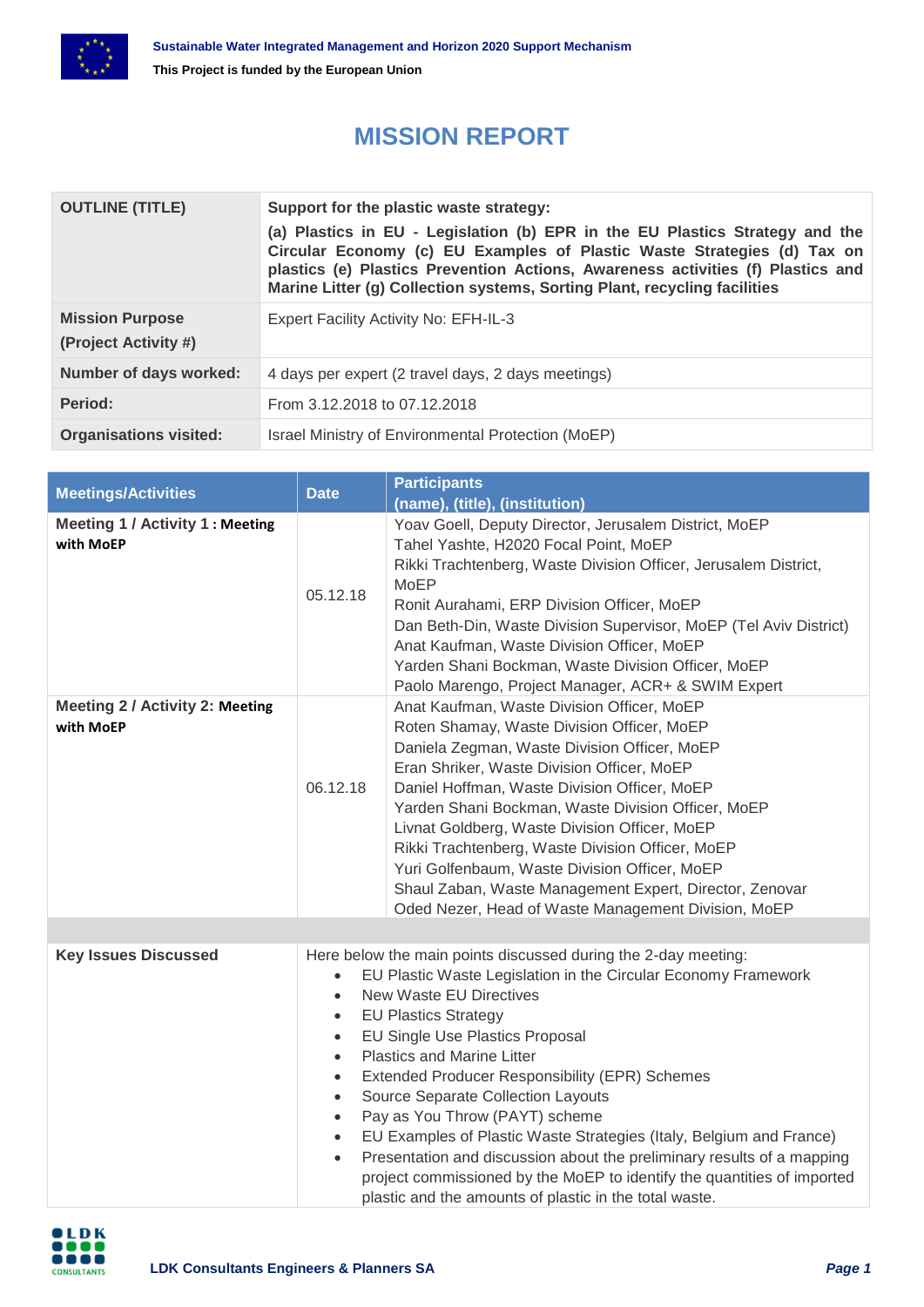# MISSION REPORT

| OUTLINE (TITLE) | **Support for the plastic waste strategy:** **(a) Plastics in EU - Legislation (b) EPR in the EU Plastics Strategy and the Circular Economy (c) EU Examples of Plastic Waste Strategies (d) Tax on plastics (e) Plastics Prevention Actions, Awareness activities (f) Plastics and Marine Litter (g) Collection systems, Sorting Plant, recycling facilities** |
|---|---|
| **Mission Purpose (Project Activity #)** | Expert Facility Activity No: EFH-IL-3 |
| **Number of days worked:** | 4 days per expert (2 travel days, 2 days meetings) |
| **Period:** | From 3.12.2018 to 07.12.2018 |
| **Organisations visited:** | Israel Ministry of Environmental Protection (MoEP) |

| Meetings/Activities | Date | Participants (name), (title), (institution) |
|---|---|---|
| **Meeting 1 / Activity 1 : Meeting with MoEP** | 05.12.18 | Yoav Goell, Deputy Director, Jerusalem District, MoEP<br>Tahel Yashte, H2020 Focal Point, MoEP<br>Rikki Trachtenberg, Waste Division Officer, Jerusalem District, MoEP<br>Ronit Aurahami, ERP Division Officer, MoEP<br>Dan Beth-Din, Waste Division Supervisor, MoEP (Tel Aviv District)<br>Anat Kaufman, Waste Division Officer, MoEP<br>Yarden Shani Bockman, Waste Division Officer, MoEP<br>Paolo Marengo, Project Manager, ACR+ & SWIM Expert |
| **Meeting 2 / Activity 2: Meeting with MoEP** | 06.12.18 | Anat Kaufman, Waste Division Officer, MoEP<br>Roten Shamay, Waste Division Officer, MoEP<br>Daniela Zegman, Waste Division Officer, MoEP<br>Eran Shriker, Waste Division Officer, MoEP<br>Daniel Hoffman, Waste Division Officer, MoEP<br>Yarden Shani Bockman, Waste Division Officer, MoEP<br>Livnat Goldberg, Waste Division Officer, MoEP<br>Rikki Trachtenberg, Waste Division Officer, MoEP<br>Yuri Golfenbaum, Waste Division Officer, MoEP<br>Shaul Zaban, Waste Management Expert, Director, Zenovar<br>Oded Nezer, Head of Waste Management Division, MoEP |
| | | |
| **Key Issues Discussed** | Here below the main points discussed during the 2-day meeting:<br>• EU Plastic Waste Legislation in the Circular Economy Framework<br>• New Waste EU Directives<br>• EU Plastics Strategy<br>• EU Single Use Plastics Proposal<br>• Plastics and Marine Litter<br>• Extended Producer Responsibility (EPR) Schemes<br>• Source Separate Collection Layouts<br>• Pay as You Throw (PAYT) scheme<br>• EU Examples of Plastic Waste Strategies (Italy, Belgium and France)<br>• Presentation and discussion about the preliminary results of a mapping project commissioned by the MoEP to identify the quantities of imported plastic and the amounts of plastic in the total waste. | |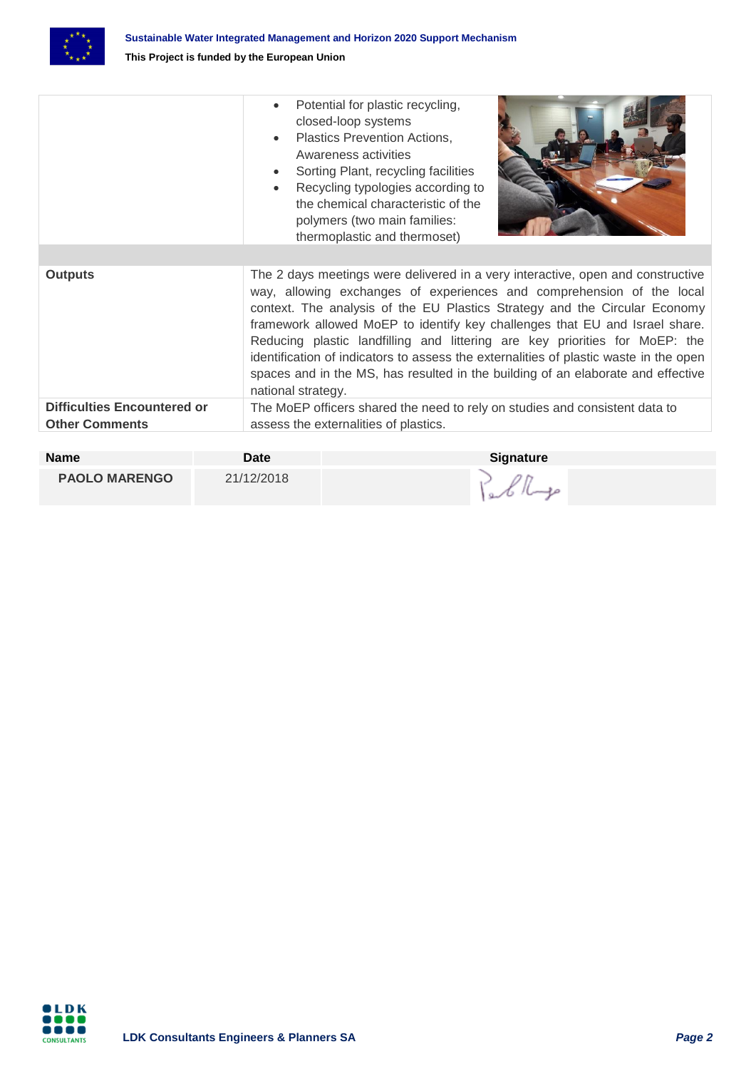| | |
|---|---|
| | • Potential for plastic recycling, closed-loop systems<br>• Plastics Prevention Actions, Awareness activities<br>• Sorting Plant, recycling facilities<br>• Recycling typologies according to the chemical characteristic of the polymers (two main families: thermoplastic and thermoset) |
| | |
| **Outputs** | The 2 days meetings were delivered in a very interactive, open and constructive way, allowing exchanges of experiences and comprehension of the local context. The analysis of the EU Plastics Strategy and the Circular Economy framework allowed MoEP to identify key challenges that EU and Israel share. Reducing plastic landfilling and littering are key priorities for MoEP: the identification of indicators to assess the externalities of plastic waste in the open spaces and in the MS, has resulted in the building of an elaborate and effective national strategy. |
| **Difficulties Encountered or Other Comments** | The MoEP officers shared the need to rely on studies and consistent data to assess the externalities of plastics. |

| Name | Date | Signature |
|---|---|---|
| **PAOLO MARENGO** | 21/12/2018 | |